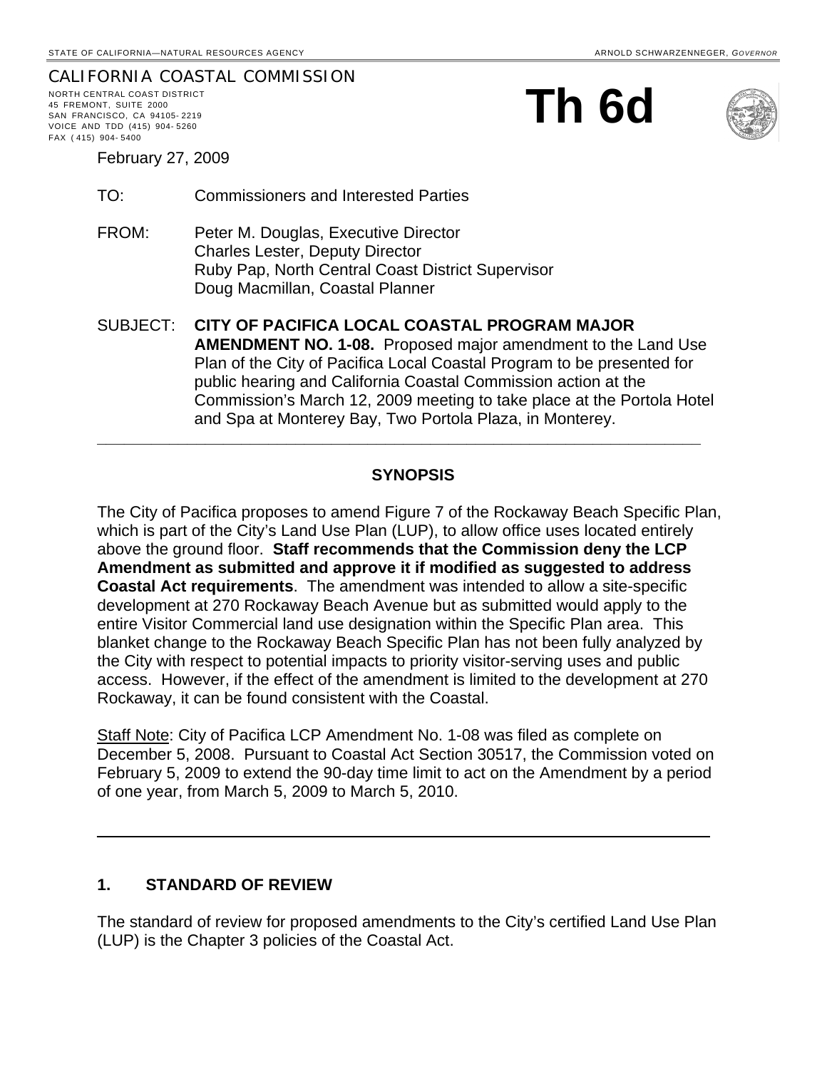STATE OF CALIFORNIA—NATURAL RESOURCES AGENCY ARNOLD SCHWARZENNEGER, *GOVERNOR*

CALIFORNIA COASTAL COMMISSION
NORTH CENTRAL COAST DISTRICT
45 FREMONT, SUITE 2000
SAN FRANCISCO, CA 94105-2219
VOICE AND TDD (415) 904-5260
FAX (415) 904-5400

# Th 6d

February 27, 2009

TO: Commissioners and Interested Parties

FROM: Peter M. Douglas, Executive Director
Charles Lester, Deputy Director
Ruby Pap, North Central Coast District Supervisor
Doug Macmillan, Coastal Planner

SUBJECT: **CITY OF PACIFICA LOCAL COASTAL PROGRAM MAJOR AMENDMENT NO. 1-08.** Proposed major amendment to the Land Use Plan of the City of Pacifica Local Coastal Program to be presented for public hearing and California Coastal Commission action at the Commission's March 12, 2009 meeting to take place at the Portola Hotel and Spa at Monterey Bay, Two Portola Plaza, in Monterey.

---

## SYNOPSIS

The City of Pacifica proposes to amend Figure 7 of the Rockaway Beach Specific Plan, which is part of the City's Land Use Plan (LUP), to allow office uses located entirely above the ground floor. **Staff recommends that the Commission deny the LCP Amendment as submitted and approve it if modified as suggested to address Coastal Act requirements**. The amendment was intended to allow a site-specific development at 270 Rockaway Beach Avenue but as submitted would apply to the entire Visitor Commercial land use designation within the Specific Plan area. This blanket change to the Rockaway Beach Specific Plan has not been fully analyzed by the City with respect to potential impacts to priority visitor-serving uses and public access. However, if the effect of the amendment is limited to the development at 270 Rockaway, it can be found consistent with the Coastal.

Staff Note: City of Pacifica LCP Amendment No. 1-08 was filed as complete on December 5, 2008. Pursuant to Coastal Act Section 30517, the Commission voted on February 5, 2009 to extend the 90-day time limit to act on the Amendment by a period of one year, from March 5, 2009 to March 5, 2010.

---

## 1. STANDARD OF REVIEW

The standard of review for proposed amendments to the City's certified Land Use Plan (LUP) is the Chapter 3 policies of the Coastal Act.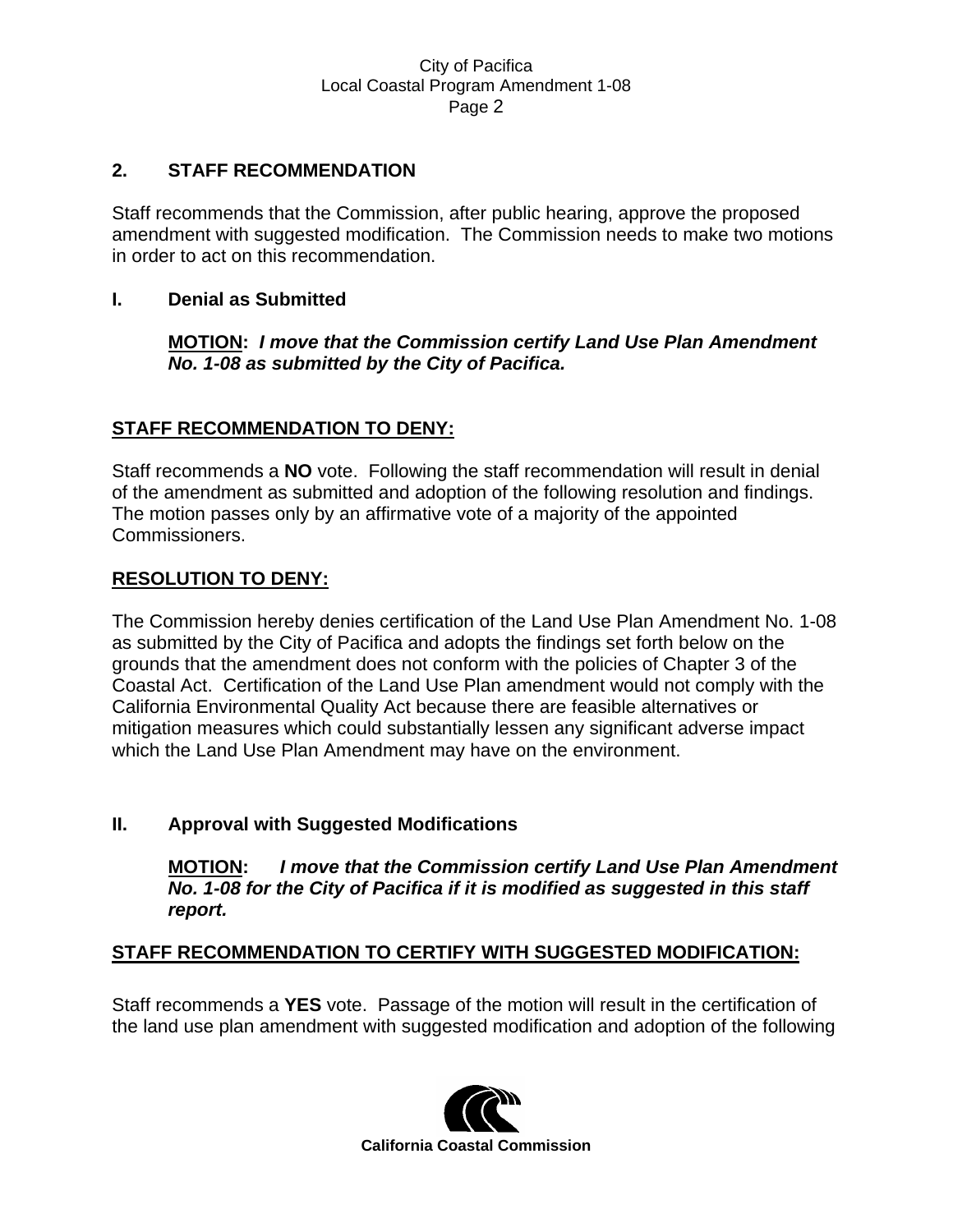## 2. STAFF RECOMMENDATION

Staff recommends that the Commission, after public hearing, approve the proposed amendment with suggested modification. The Commission needs to make two motions in order to act on this recommendation.

### I. Denial as Submitted

**MOTION:** ***I move that the Commission certify Land Use Plan Amendment No. 1-08 as submitted by the City of Pacifica.***

**STAFF RECOMMENDATION TO DENY:**

Staff recommends a **NO** vote. Following the staff recommendation will result in denial of the amendment as submitted and adoption of the following resolution and findings. The motion passes only by an affirmative vote of a majority of the appointed Commissioners.

**RESOLUTION TO DENY:**

The Commission hereby denies certification of the Land Use Plan Amendment No. 1-08 as submitted by the City of Pacifica and adopts the findings set forth below on the grounds that the amendment does not conform with the policies of Chapter 3 of the Coastal Act. Certification of the Land Use Plan amendment would not comply with the California Environmental Quality Act because there are feasible alternatives or mitigation measures which could substantially lessen any significant adverse impact which the Land Use Plan Amendment may have on the environment.

### II. Approval with Suggested Modifications

**MOTION:** ***I move that the Commission certify Land Use Plan Amendment No. 1-08 for the City of Pacifica if it is modified as suggested in this staff report.***

**STAFF RECOMMENDATION TO CERTIFY WITH SUGGESTED MODIFICATION:**

Staff recommends a **YES** vote. Passage of the motion will result in the certification of the land use plan amendment with suggested modification and adoption of the following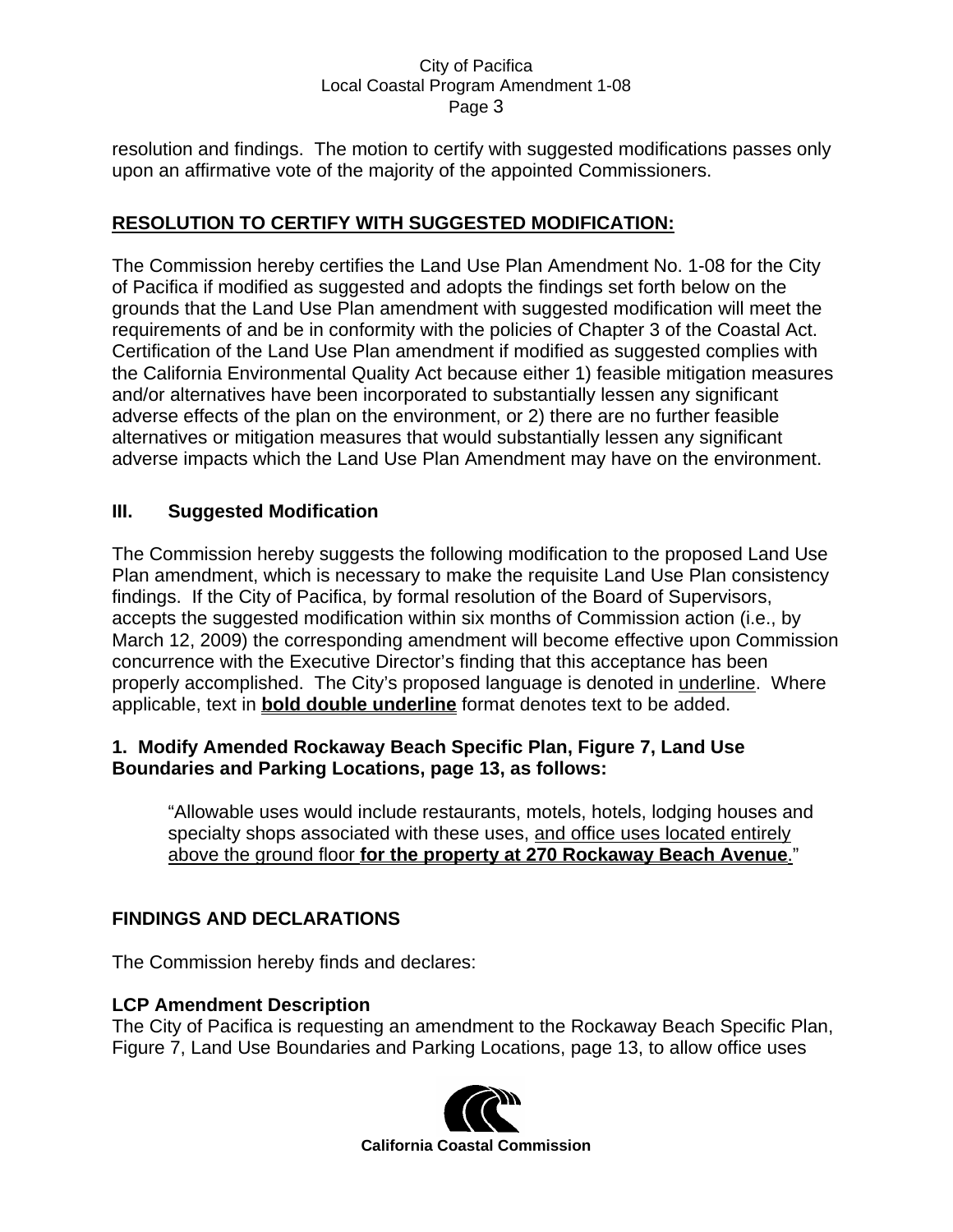resolution and findings. The motion to certify with suggested modifications passes only upon an affirmative vote of the majority of the appointed Commissioners.

## RESOLUTION TO CERTIFY WITH SUGGESTED MODIFICATION:

The Commission hereby certifies the Land Use Plan Amendment No. 1-08 for the City of Pacifica if modified as suggested and adopts the findings set forth below on the grounds that the Land Use Plan amendment with suggested modification will meet the requirements of and be in conformity with the policies of Chapter 3 of the Coastal Act. Certification of the Land Use Plan amendment if modified as suggested complies with the California Environmental Quality Act because either 1) feasible mitigation measures and/or alternatives have been incorporated to substantially lessen any significant adverse effects of the plan on the environment, or 2) there are no further feasible alternatives or mitigation measures that would substantially lessen any significant adverse impacts which the Land Use Plan Amendment may have on the environment.

## III. Suggested Modification

The Commission hereby suggests the following modification to the proposed Land Use Plan amendment, which is necessary to make the requisite Land Use Plan consistency findings. If the City of Pacifica, by formal resolution of the Board of Supervisors, accepts the suggested modification within six months of Commission action (i.e., by March 12, 2009) the corresponding amendment will become effective upon Commission concurrence with the Executive Director's finding that this acceptance has been properly accomplished. The City's proposed language is denoted in <u>underline</u>. Where applicable, text in **<u>bold double underline</u>** format denotes text to be added.

### 1. Modify Amended Rockaway Beach Specific Plan, Figure 7, Land Use Boundaries and Parking Locations, page 13, as follows:

> "Allowable uses would include restaurants, motels, hotels, lodging houses and specialty shops associated with these uses, <u>and office uses located entirely above the ground floor</u> **<u>for the property at 270 Rockaway Beach Avenue</u>**."

## FINDINGS AND DECLARATIONS

The Commission hereby finds and declares:

### LCP Amendment Description

The City of Pacifica is requesting an amendment to the Rockaway Beach Specific Plan, Figure 7, Land Use Boundaries and Parking Locations, page 13, to allow office uses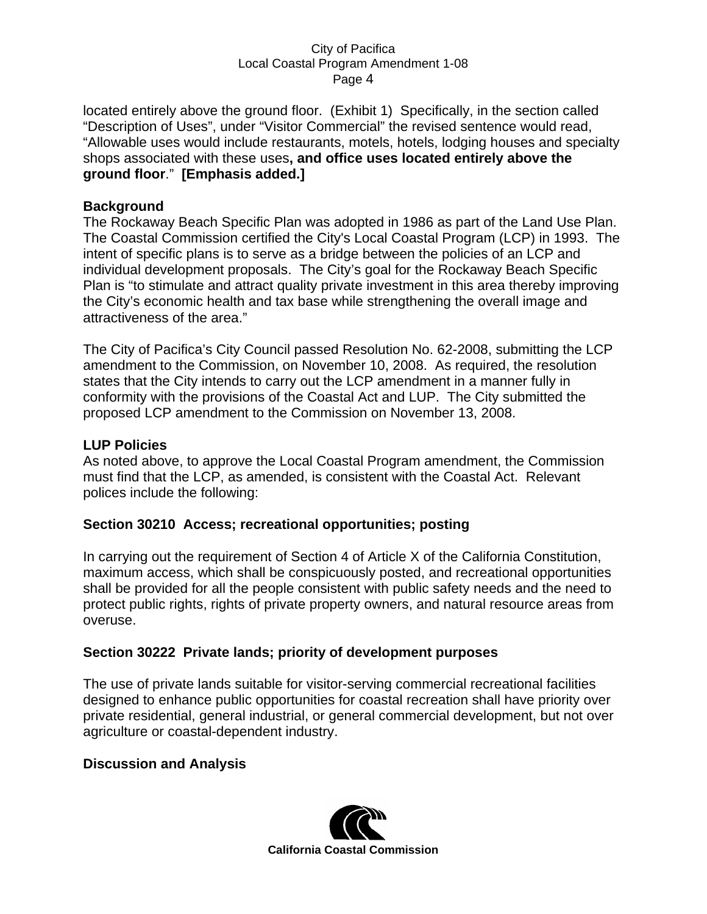located entirely above the ground floor. (Exhibit 1) Specifically, in the section called “Description of Uses”, under “Visitor Commercial” the revised sentence would read, “Allowable uses would include restaurants, motels, hotels, lodging houses and specialty shops associated with these uses**, and office uses located entirely above the ground floor**.” **[Emphasis added.]**

**Background**
The Rockaway Beach Specific Plan was adopted in 1986 as part of the Land Use Plan. The Coastal Commission certified the City's Local Coastal Program (LCP) in 1993. The intent of specific plans is to serve as a bridge between the policies of an LCP and individual development proposals. The City’s goal for the Rockaway Beach Specific Plan is “to stimulate and attract quality private investment in this area thereby improving the City’s economic health and tax base while strengthening the overall image and attractiveness of the area.”

The City of Pacifica’s City Council passed Resolution No. 62-2008, submitting the LCP amendment to the Commission, on November 10, 2008. As required, the resolution states that the City intends to carry out the LCP amendment in a manner fully in conformity with the provisions of the Coastal Act and LUP. The City submitted the proposed LCP amendment to the Commission on November 13, 2008.

**LUP Policies**
As noted above, to approve the Local Coastal Program amendment, the Commission must find that the LCP, as amended, is consistent with the Coastal Act. Relevant polices include the following:

**Section 30210 Access; recreational opportunities; posting**

In carrying out the requirement of Section 4 of Article X of the California Constitution, maximum access, which shall be conspicuously posted, and recreational opportunities shall be provided for all the people consistent with public safety needs and the need to protect public rights, rights of private property owners, and natural resource areas from overuse.

**Section 30222 Private lands; priority of development purposes**

The use of private lands suitable for visitor-serving commercial recreational facilities designed to enhance public opportunities for coastal recreation shall have priority over private residential, general industrial, or general commercial development, but not over agriculture or coastal-dependent industry.

**Discussion and Analysis**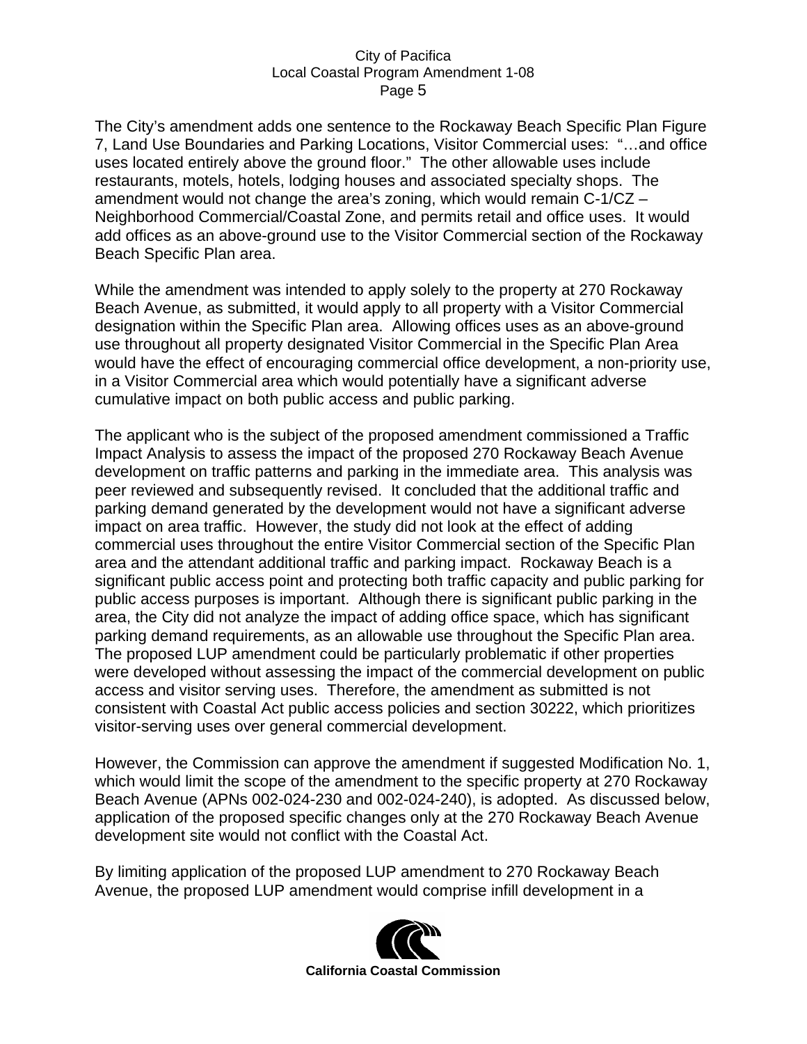The City's amendment adds one sentence to the Rockaway Beach Specific Plan Figure 7, Land Use Boundaries and Parking Locations, Visitor Commercial uses: "…and office uses located entirely above the ground floor." The other allowable uses include restaurants, motels, hotels, lodging houses and associated specialty shops. The amendment would not change the area's zoning, which would remain C-1/CZ – Neighborhood Commercial/Coastal Zone, and permits retail and office uses. It would add offices as an above-ground use to the Visitor Commercial section of the Rockaway Beach Specific Plan area.

While the amendment was intended to apply solely to the property at 270 Rockaway Beach Avenue, as submitted, it would apply to all property with a Visitor Commercial designation within the Specific Plan area. Allowing offices uses as an above-ground use throughout all property designated Visitor Commercial in the Specific Plan Area would have the effect of encouraging commercial office development, a non-priority use, in a Visitor Commercial area which would potentially have a significant adverse cumulative impact on both public access and public parking.

The applicant who is the subject of the proposed amendment commissioned a Traffic Impact Analysis to assess the impact of the proposed 270 Rockaway Beach Avenue development on traffic patterns and parking in the immediate area. This analysis was peer reviewed and subsequently revised. It concluded that the additional traffic and parking demand generated by the development would not have a significant adverse impact on area traffic. However, the study did not look at the effect of adding commercial uses throughout the entire Visitor Commercial section of the Specific Plan area and the attendant additional traffic and parking impact. Rockaway Beach is a significant public access point and protecting both traffic capacity and public parking for public access purposes is important. Although there is significant public parking in the area, the City did not analyze the impact of adding office space, which has significant parking demand requirements, as an allowable use throughout the Specific Plan area. The proposed LUP amendment could be particularly problematic if other properties were developed without assessing the impact of the commercial development on public access and visitor serving uses. Therefore, the amendment as submitted is not consistent with Coastal Act public access policies and section 30222, which prioritizes visitor-serving uses over general commercial development.

However, the Commission can approve the amendment if suggested Modification No. 1, which would limit the scope of the amendment to the specific property at 270 Rockaway Beach Avenue (APNs 002-024-230 and 002-024-240), is adopted. As discussed below, application of the proposed specific changes only at the 270 Rockaway Beach Avenue development site would not conflict with the Coastal Act.

By limiting application of the proposed LUP amendment to 270 Rockaway Beach Avenue, the proposed LUP amendment would comprise infill development in a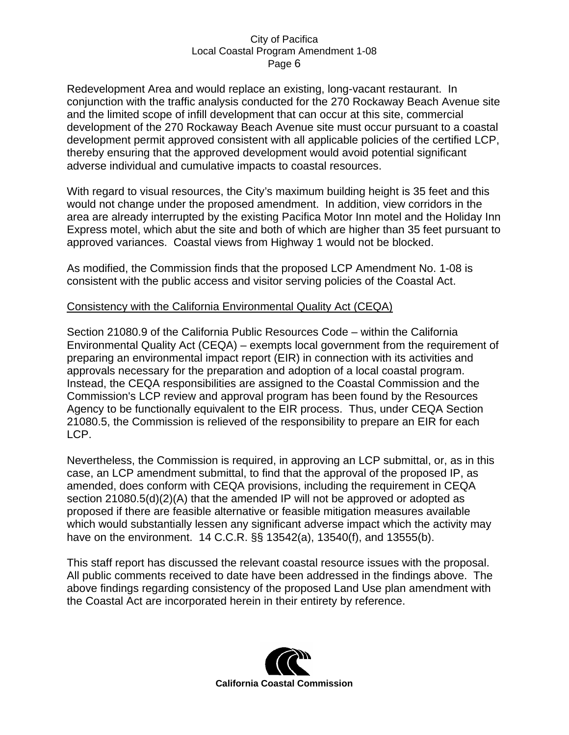Redevelopment Area and would replace an existing, long-vacant restaurant. In conjunction with the traffic analysis conducted for the 270 Rockaway Beach Avenue site and the limited scope of infill development that can occur at this site, commercial development of the 270 Rockaway Beach Avenue site must occur pursuant to a coastal development permit approved consistent with all applicable policies of the certified LCP, thereby ensuring that the approved development would avoid potential significant adverse individual and cumulative impacts to coastal resources.

With regard to visual resources, the City's maximum building height is 35 feet and this would not change under the proposed amendment. In addition, view corridors in the area are already interrupted by the existing Pacifica Motor Inn motel and the Holiday Inn Express motel, which abut the site and both of which are higher than 35 feet pursuant to approved variances. Coastal views from Highway 1 would not be blocked.

As modified, the Commission finds that the proposed LCP Amendment No. 1-08 is consistent with the public access and visitor serving policies of the Coastal Act.

## Consistency with the California Environmental Quality Act (CEQA)

Section 21080.9 of the California Public Resources Code – within the California Environmental Quality Act (CEQA) – exempts local government from the requirement of preparing an environmental impact report (EIR) in connection with its activities and approvals necessary for the preparation and adoption of a local coastal program. Instead, the CEQA responsibilities are assigned to the Coastal Commission and the Commission's LCP review and approval program has been found by the Resources Agency to be functionally equivalent to the EIR process. Thus, under CEQA Section 21080.5, the Commission is relieved of the responsibility to prepare an EIR for each LCP.

Nevertheless, the Commission is required, in approving an LCP submittal, or, as in this case, an LCP amendment submittal, to find that the approval of the proposed IP, as amended, does conform with CEQA provisions, including the requirement in CEQA section 21080.5(d)(2)(A) that the amended IP will not be approved or adopted as proposed if there are feasible alternative or feasible mitigation measures available which would substantially lessen any significant adverse impact which the activity may have on the environment. 14 C.C.R. §§ 13542(a), 13540(f), and 13555(b).

This staff report has discussed the relevant coastal resource issues with the proposal. All public comments received to date have been addressed in the findings above. The above findings regarding consistency of the proposed Land Use plan amendment with the Coastal Act are incorporated herein in their entirety by reference.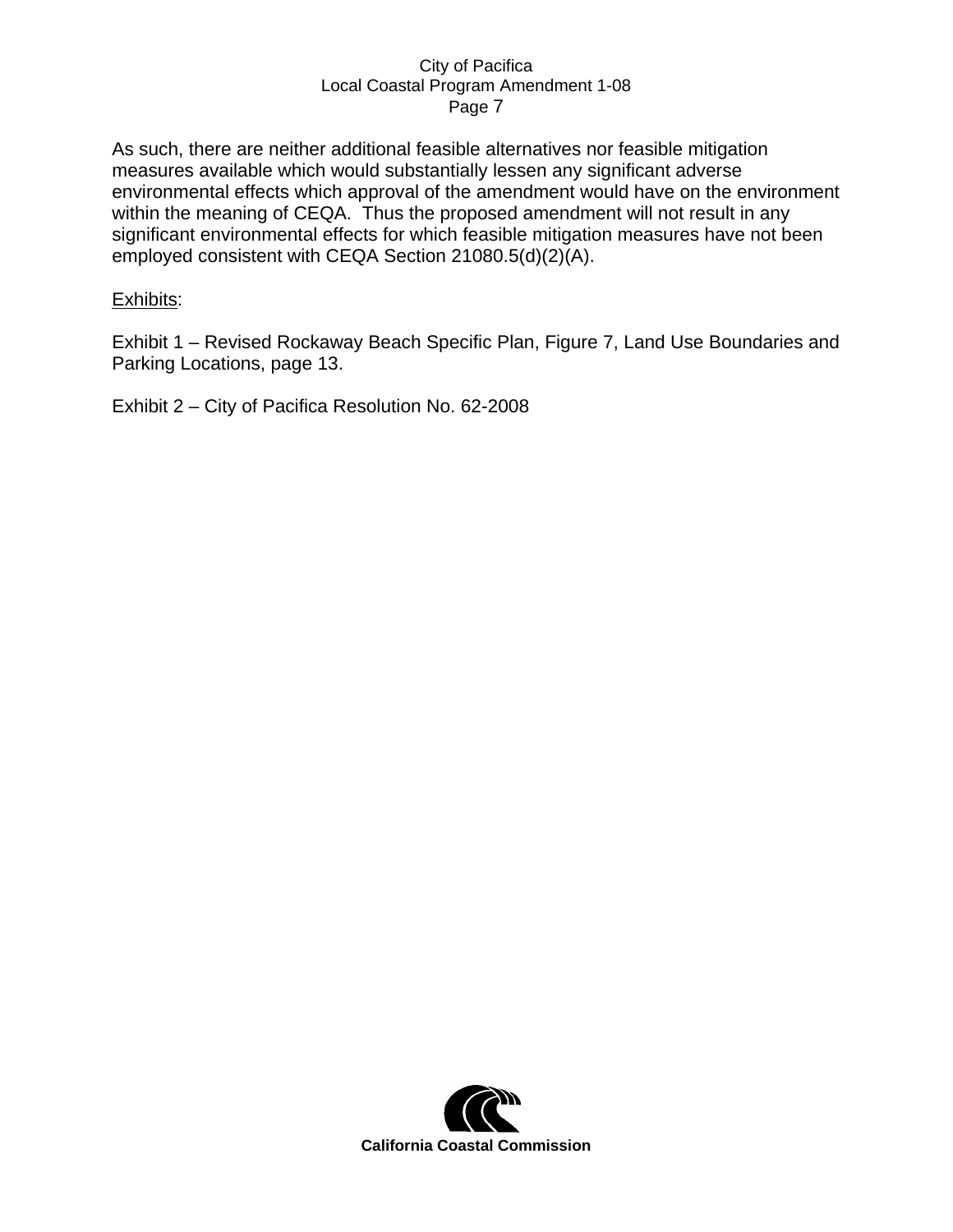As such, there are neither additional feasible alternatives nor feasible mitigation measures available which would substantially lessen any significant adverse environmental effects which approval of the amendment would have on the environment within the meaning of CEQA. Thus the proposed amendment will not result in any significant environmental effects for which feasible mitigation measures have not been employed consistent with CEQA Section 21080.5(d)(2)(A).

Exhibits:

Exhibit 1 – Revised Rockaway Beach Specific Plan, Figure 7, Land Use Boundaries and Parking Locations, page 13.

Exhibit 2 – City of Pacifica Resolution No. 62-2008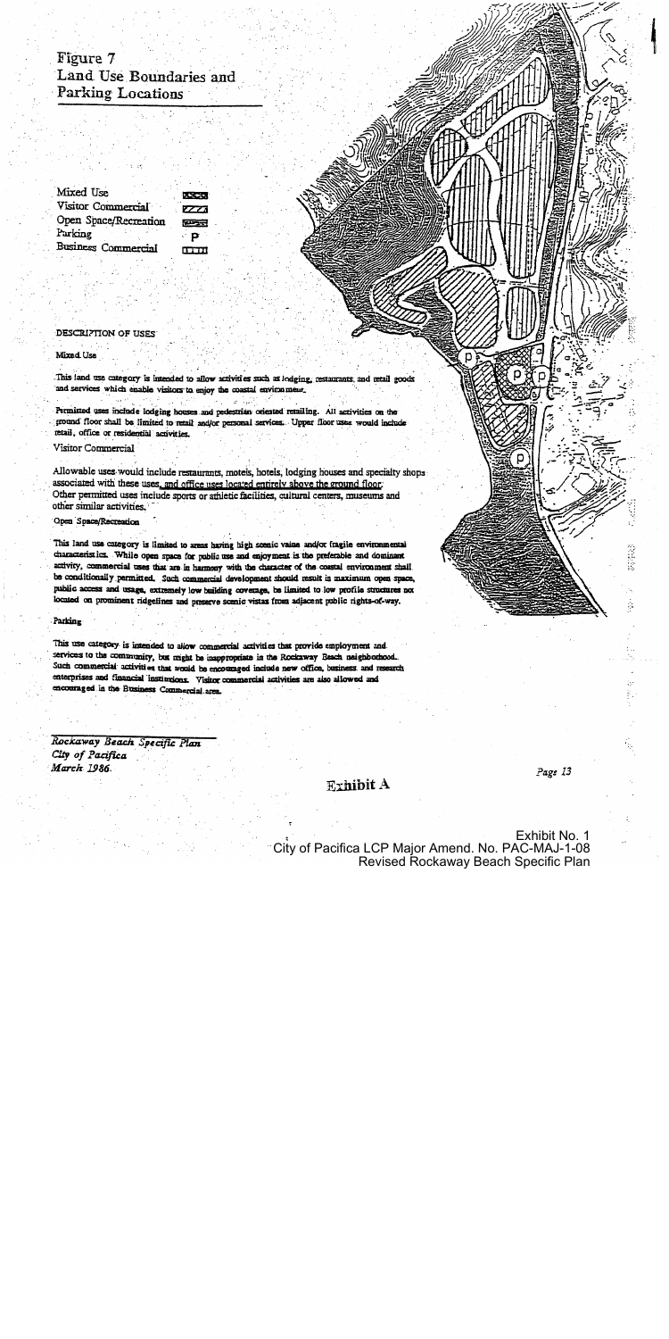# Figure 7
## Land Use Boundaries and Parking Locations

Mixed Use
Visitor Commercial
Open Space/Recreation
Parking — P
Business Commercial

### DESCRIPTION OF USES

**Mixed Use**

This land use category is intended to allow activities such as lodging, restaurants, and retail goods and services which enable visitors to enjoy the coastal environment.

Permitted uses include lodging houses and pedestrian oriented retailing. All activities on the ground floor shall be limited to retail and/or personal services. Upper floor uses would include retail, office or residential activities.

**Visitor Commercial**

Allowable uses would include restaurants, motels, hotels, lodging houses and specialty shops associated with these uses, and office uses located entirely above the ground floor. Other permitted uses include sports or athletic facilities, cultural centers, museums and other similar activities.

**Open Space/Recreation**

This land use category is limited to areas having high scenic value and/or fragile environmental characteristics. While open space for public use and enjoyment is the preferable and dominant activity, commercial uses that are in harmony with the character of the coastal environment shall be conditionally permitted. Such commercial development should result in maximum open space, public access and usage, extremely low building coverage, be limited to low profile structures not located on prominent ridgelines and preserve scenic vistas from adjacent public rights-of-way.

**Parking**

This use category is intended to allow commercial activities that provide employment and services to the community, but might be inappropriate in the Rockaway Beach neighborhood. Such commercial activities that would be encouraged include new office, business and research enterprises and financial institutions. Visitor commercial activities are also allowed and encouraged in the Business Commercial area.

*Rockaway Beach Specific Plan*
*City of Pacifica*
*March 1986*

**Exhibit A**

Exhibit No. 1
City of Pacifica LCP Major Amend. No. PAC-MAJ-1-08
Revised Rockaway Beach Specific Plan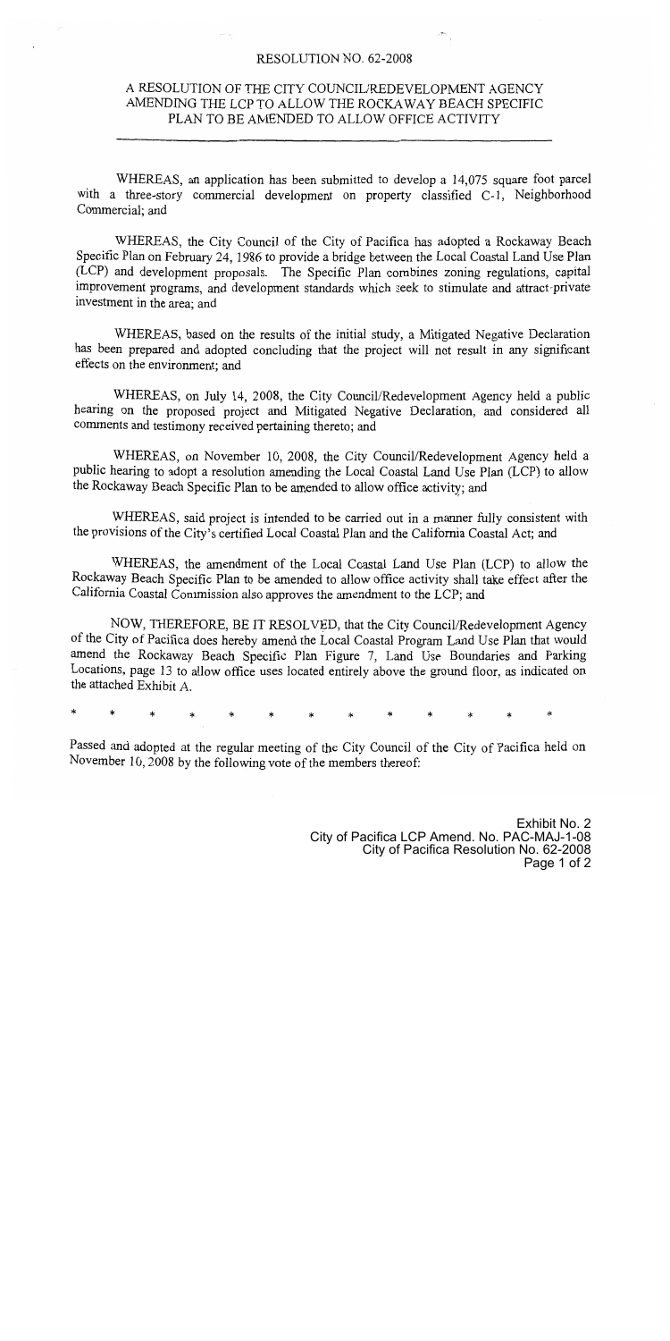# RESOLUTION NO. 62-2008

## A RESOLUTION OF THE CITY COUNCIL/REDEVELOPMENT AGENCY AMENDING THE LCP TO ALLOW THE ROCKAWAY BEACH SPECIFIC PLAN TO BE AMENDED TO ALLOW OFFICE ACTIVITY

---

WHEREAS, an application has been submitted to develop a 14,075 square foot parcel with a three-story commercial development on property classified C-1, Neighborhood Commercial; and

WHEREAS, the City Council of the City of Pacifica has adopted a Rockaway Beach Specific Plan on February 24, 1986 to provide a bridge between the Local Coastal Land Use Plan (LCP) and development proposals. The Specific Plan combines zoning regulations, capital improvement programs, and development standards which seek to stimulate and attract private investment in the area; and

WHEREAS, based on the results of the initial study, a Mitigated Negative Declaration has been prepared and adopted concluding that the project will not result in any significant effects on the environment; and

WHEREAS, on July 14, 2008, the City Council/Redevelopment Agency held a public hearing on the proposed project and Mitigated Negative Declaration, and considered all comments and testimony received pertaining thereto; and

WHEREAS, on November 10, 2008, the City Council/Redevelopment Agency held a public hearing to adopt a resolution amending the Local Coastal Land Use Plan (LCP) to allow the Rockaway Beach Specific Plan to be amended to allow office activity; and

WHEREAS, said project is intended to be carried out in a manner fully consistent with the provisions of the City's certified Local Coastal Plan and the California Coastal Act; and

WHEREAS, the amendment of the Local Coastal Land Use Plan (LCP) to allow the Rockaway Beach Specific Plan to be amended to allow office activity shall take effect after the California Coastal Commission also approves the amendment to the LCP; and

NOW, THEREFORE, BE IT RESOLVED, that the City Council/Redevelopment Agency of the City of Pacifica does hereby amend the Local Coastal Program Land Use Plan that would amend the Rockaway Beach Specific Plan Figure 7, Land Use Boundaries and Parking Locations, page 13 to allow office uses located entirely above the ground floor, as indicated on the attached Exhibit A.

\* \* \* \* \* \* \* \* \* \* \* \* \*

Passed and adopted at the regular meeting of the City Council of the City of Pacifica held on November 10, 2008 by the following vote of the members thereof:

Exhibit No. 2
City of Pacifica LCP Amend. No. PAC-MAJ-1-08
City of Pacifica Resolution No. 62-2008
Page 1 of 2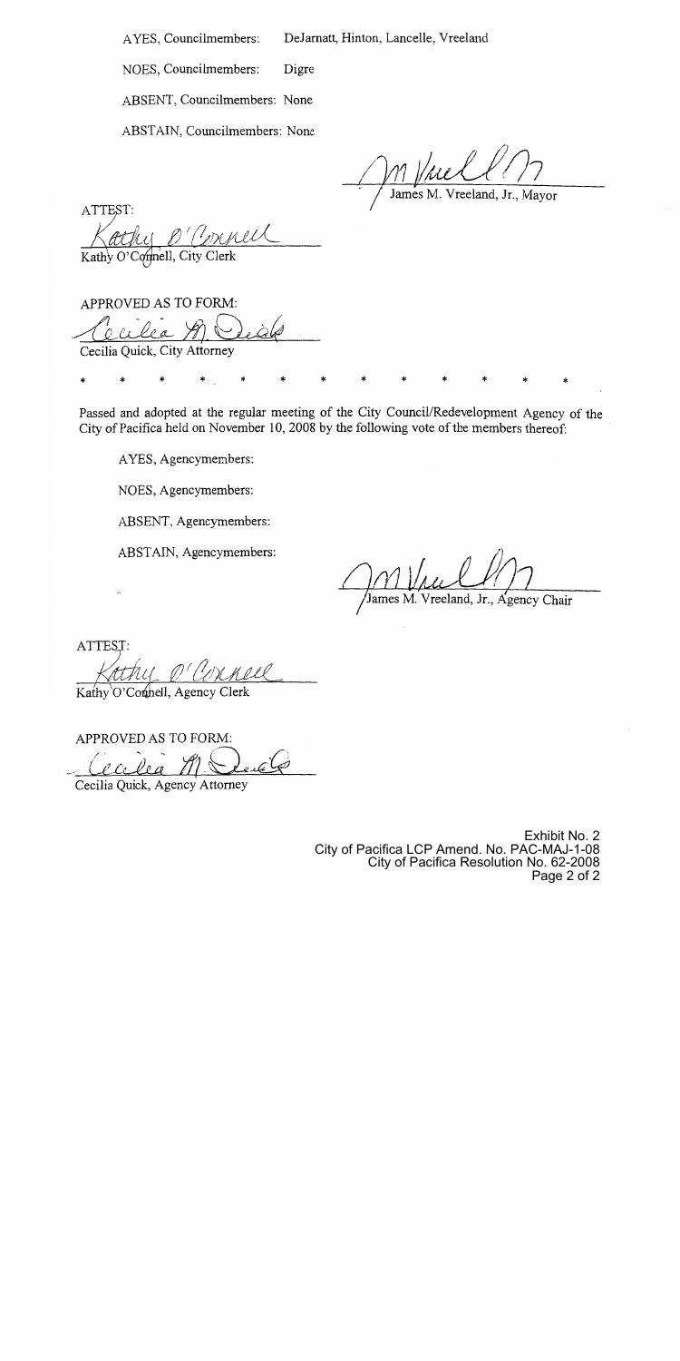AYES, Councilmembers: DeJarnatt, Hinton, Lancelle, Vreeland

NOES, Councilmembers: Digre

ABSENT, Councilmembers: None

ABSTAIN, Councilmembers: None

James M. Vreeland, Jr., Mayor

ATTEST:

Kathy O'Connell, City Clerk

APPROVED AS TO FORM:

Cecilia Quick, City Attorney

\* \* \* \* \* \* \* \* \* \* \* \* \*

Passed and adopted at the regular meeting of the City Council/Redevelopment Agency of the City of Pacifica held on November 10, 2008 by the following vote of the members thereof:

AYES, Agencymembers:

NOES, Agencymembers:

ABSENT, Agencymembers:

ABSTAIN, Agencymembers:

James M. Vreeland, Jr., Agency Chair

ATTEST:

Kathy O'Connell, Agency Clerk

APPROVED AS TO FORM:

Cecilia Quick, Agency Attorney

Exhibit No. 2
City of Pacifica LCP Amend. No. PAC-MAJ-1-08
City of Pacifica Resolution No. 62-2008
Page 2 of 2